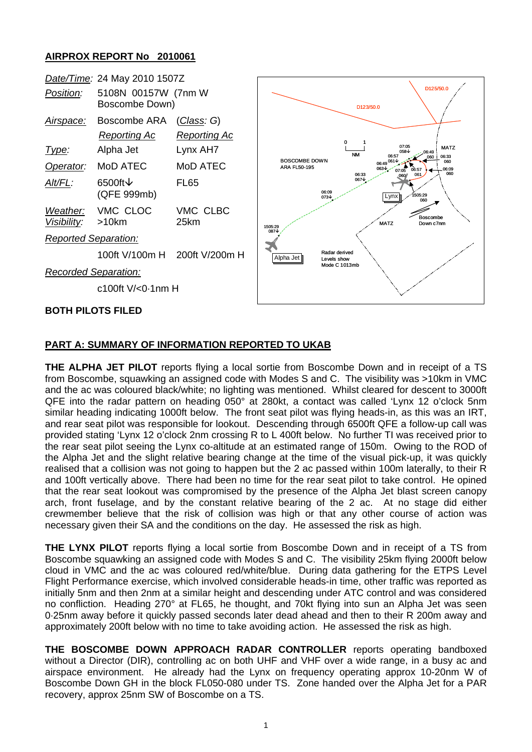## AIRPROX REPORT No 2010061

| | | |
|---|---|---|
| *Date/Time:* | 24 May 2010 1507Z | |
| *Position:* | 5108N 00157W (7nm W Boscombe Down) | |
| *Airspace:* | Boscombe ARA | (*Class*: G) |
| | *Reporting Ac* | *Reporting Ac* |
| *Type:* | Alpha Jet | Lynx AH7 |
| *Operator:* | MoD ATEC | MoD ATEC |
| *Alt/FL:* | 6500ft↓ (QFE 999mb) | FL65 |
| *Weather:* | VMC CLOC | VMC CLBC |
| *Visibility:* | >10km | 25km |
| *Reported Separation:* | | |
| | 100ft V/100m H | 200ft V/200m H |
| *Recorded Separation:* | | |
| | c100ft V/<0·1nm H | |

**BOTH PILOTS FILED**

## PART A: SUMMARY OF INFORMATION REPORTED TO UKAB

**THE ALPHA JET PILOT** reports flying a local sortie from Boscombe Down and in receipt of a TS from Boscombe, squawking an assigned code with Modes S and C. The visibility was >10km in VMC and the ac was coloured black/white; no lighting was mentioned. Whilst cleared for descent to 3000ft QFE into the radar pattern on heading 050° at 280kt, a contact was called 'Lynx 12 o'clock 5nm similar heading indicating 1000ft below. The front seat pilot was flying heads-in, as this was an IRT, and rear seat pilot was responsible for lookout. Descending through 6500ft QFE a follow-up call was provided stating 'Lynx 12 o'clock 2nm crossing R to L 400ft below. No further TI was received prior to the rear seat pilot seeing the Lynx co-altitude at an estimated range of 150m. Owing to the ROD of the Alpha Jet and the slight relative bearing change at the time of the visual pick-up, it was quickly realised that a collision was not going to happen but the 2 ac passed within 100m laterally, to their R and 100ft vertically above. There had been no time for the rear seat pilot to take control. He opined that the rear seat lookout was compromised by the presence of the Alpha Jet blast screen canopy arch, front fuselage, and by the constant relative bearing of the 2 ac. At no stage did either crewmember believe that the risk of collision was high or that any other course of action was necessary given their SA and the conditions on the day. He assessed the risk as high.

**THE LYNX PILOT** reports flying a local sortie from Boscombe Down and in receipt of a TS from Boscombe squawking an assigned code with Modes S and C. The visibility 25km flying 2000ft below cloud in VMC and the ac was coloured red/white/blue. During data gathering for the ETPS Level Flight Performance exercise, which involved considerable heads-in time, other traffic was reported as initially 5nm and then 2nm at a similar height and descending under ATC control and was considered no confliction. Heading 270° at FL65, he thought, and 70kt flying into sun an Alpha Jet was seen 0·25nm away before it quickly passed seconds later dead ahead and then to their R 200m away and approximately 200ft below with no time to take avoiding action. He assessed the risk as high.

**THE BOSCOMBE DOWN APPROACH RADAR CONTROLLER** reports operating bandboxed without a Director (DIR), controlling ac on both UHF and VHF over a wide range, in a busy ac and airspace environment. He already had the Lynx on frequency operating approx 10-20nm W of Boscombe Down GH in the block FL050-080 under TS. Zone handed over the Alpha Jet for a PAR recovery, approx 25nm SW of Boscombe on a TS.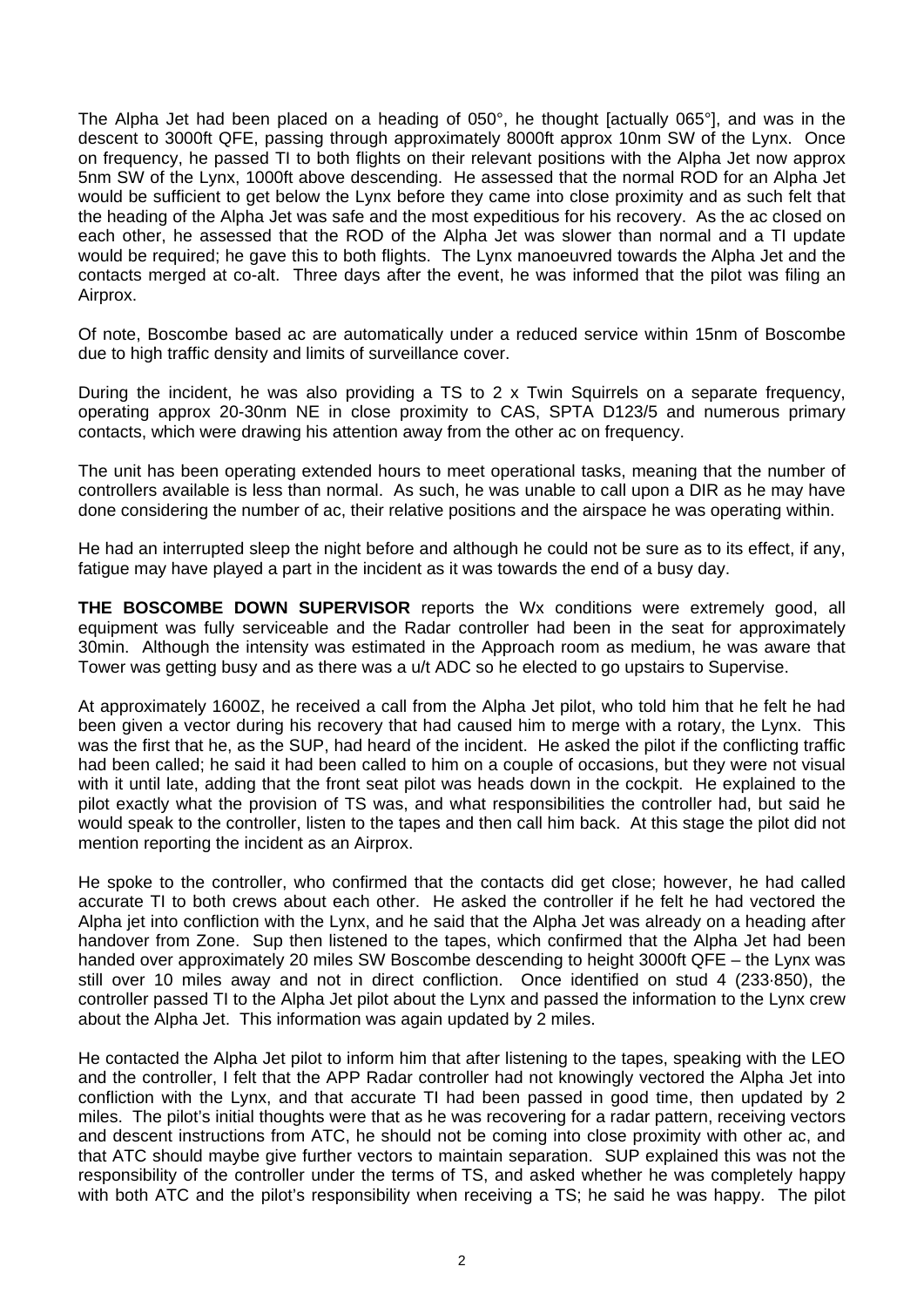The Alpha Jet had been placed on a heading of 050°, he thought [actually 065°], and was in the descent to 3000ft QFE, passing through approximately 8000ft approx 10nm SW of the Lynx. Once on frequency, he passed TI to both flights on their relevant positions with the Alpha Jet now approx 5nm SW of the Lynx, 1000ft above descending. He assessed that the normal ROD for an Alpha Jet would be sufficient to get below the Lynx before they came into close proximity and as such felt that the heading of the Alpha Jet was safe and the most expeditious for his recovery. As the ac closed on each other, he assessed that the ROD of the Alpha Jet was slower than normal and a TI update would be required; he gave this to both flights. The Lynx manoeuvred towards the Alpha Jet and the contacts merged at co-alt. Three days after the event, he was informed that the pilot was filing an Airprox.

Of note, Boscombe based ac are automatically under a reduced service within 15nm of Boscombe due to high traffic density and limits of surveillance cover.

During the incident, he was also providing a TS to 2 x Twin Squirrels on a separate frequency, operating approx 20-30nm NE in close proximity to CAS, SPTA D123/5 and numerous primary contacts, which were drawing his attention away from the other ac on frequency.

The unit has been operating extended hours to meet operational tasks, meaning that the number of controllers available is less than normal. As such, he was unable to call upon a DIR as he may have done considering the number of ac, their relative positions and the airspace he was operating within.

He had an interrupted sleep the night before and although he could not be sure as to its effect, if any, fatigue may have played a part in the incident as it was towards the end of a busy day.

**THE BOSCOMBE DOWN SUPERVISOR** reports the Wx conditions were extremely good, all equipment was fully serviceable and the Radar controller had been in the seat for approximately 30min. Although the intensity was estimated in the Approach room as medium, he was aware that Tower was getting busy and as there was a u/t ADC so he elected to go upstairs to Supervise.

At approximately 1600Z, he received a call from the Alpha Jet pilot, who told him that he felt he had been given a vector during his recovery that had caused him to merge with a rotary, the Lynx. This was the first that he, as the SUP, had heard of the incident. He asked the pilot if the conflicting traffic had been called; he said it had been called to him on a couple of occasions, but they were not visual with it until late, adding that the front seat pilot was heads down in the cockpit. He explained to the pilot exactly what the provision of TS was, and what responsibilities the controller had, but said he would speak to the controller, listen to the tapes and then call him back. At this stage the pilot did not mention reporting the incident as an Airprox.

He spoke to the controller, who confirmed that the contacts did get close; however, he had called accurate TI to both crews about each other. He asked the controller if he felt he had vectored the Alpha jet into confliction with the Lynx, and he said that the Alpha Jet was already on a heading after handover from Zone. Sup then listened to the tapes, which confirmed that the Alpha Jet had been handed over approximately 20 miles SW Boscombe descending to height 3000ft QFE – the Lynx was still over 10 miles away and not in direct confliction. Once identified on stud 4 (233·850), the controller passed TI to the Alpha Jet pilot about the Lynx and passed the information to the Lynx crew about the Alpha Jet. This information was again updated by 2 miles.

He contacted the Alpha Jet pilot to inform him that after listening to the tapes, speaking with the LEO and the controller, I felt that the APP Radar controller had not knowingly vectored the Alpha Jet into confliction with the Lynx, and that accurate TI had been passed in good time, then updated by 2 miles. The pilot's initial thoughts were that as he was recovering for a radar pattern, receiving vectors and descent instructions from ATC, he should not be coming into close proximity with other ac, and that ATC should maybe give further vectors to maintain separation. SUP explained this was not the responsibility of the controller under the terms of TS, and asked whether he was completely happy with both ATC and the pilot's responsibility when receiving a TS; he said he was happy. The pilot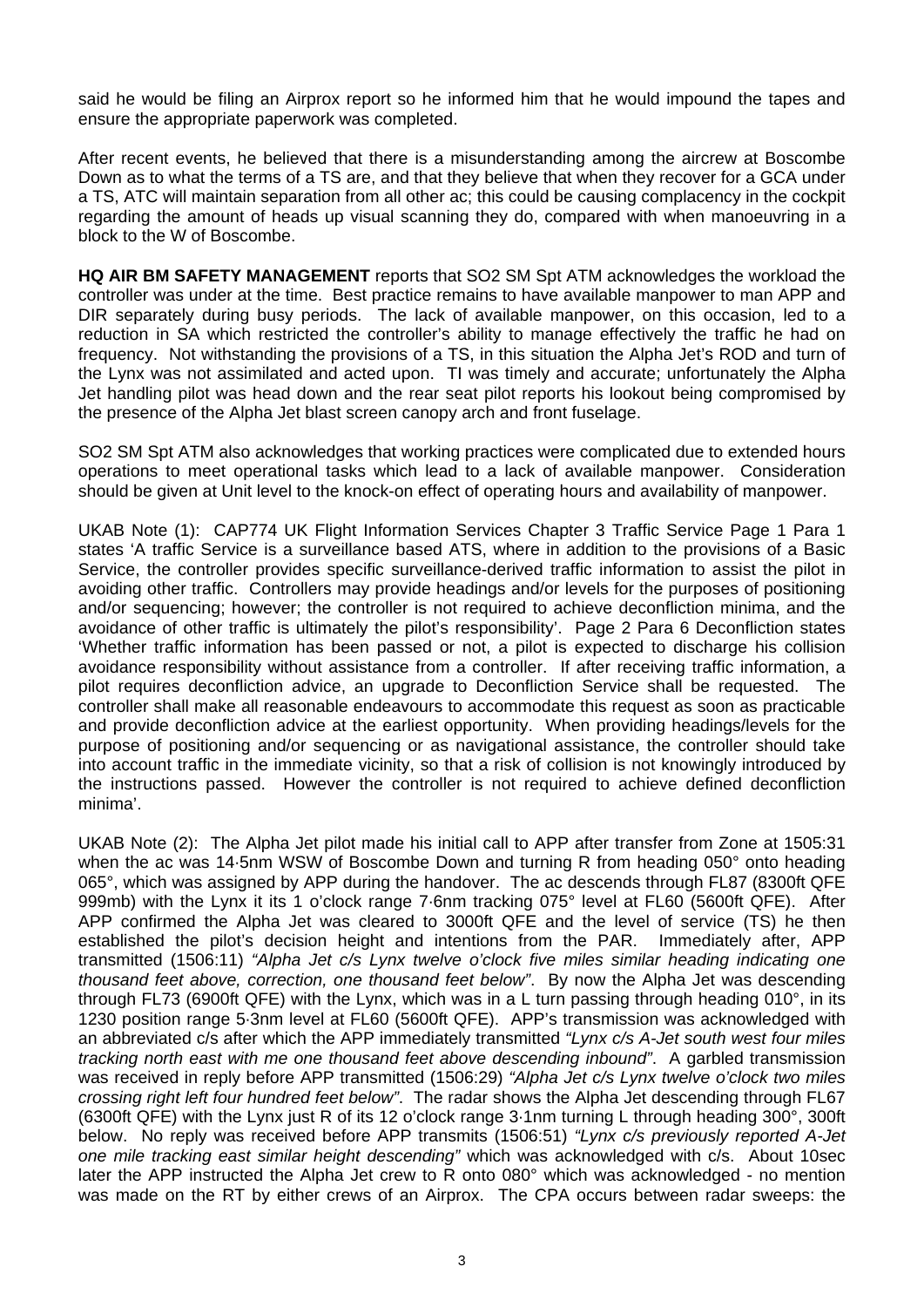said he would be filing an Airprox report so he informed him that he would impound the tapes and ensure the appropriate paperwork was completed.

After recent events, he believed that there is a misunderstanding among the aircrew at Boscombe Down as to what the terms of a TS are, and that they believe that when they recover for a GCA under a TS, ATC will maintain separation from all other ac; this could be causing complacency in the cockpit regarding the amount of heads up visual scanning they do, compared with when manoeuvring in a block to the W of Boscombe.

**HQ AIR BM SAFETY MANAGEMENT** reports that SO2 SM Spt ATM acknowledges the workload the controller was under at the time. Best practice remains to have available manpower to man APP and DIR separately during busy periods. The lack of available manpower, on this occasion, led to a reduction in SA which restricted the controller's ability to manage effectively the traffic he had on frequency. Not withstanding the provisions of a TS, in this situation the Alpha Jet's ROD and turn of the Lynx was not assimilated and acted upon. TI was timely and accurate; unfortunately the Alpha Jet handling pilot was head down and the rear seat pilot reports his lookout being compromised by the presence of the Alpha Jet blast screen canopy arch and front fuselage.

SO2 SM Spt ATM also acknowledges that working practices were complicated due to extended hours operations to meet operational tasks which lead to a lack of available manpower. Consideration should be given at Unit level to the knock-on effect of operating hours and availability of manpower.

UKAB Note (1): CAP774 UK Flight Information Services Chapter 3 Traffic Service Page 1 Para 1 states 'A traffic Service is a surveillance based ATS, where in addition to the provisions of a Basic Service, the controller provides specific surveillance-derived traffic information to assist the pilot in avoiding other traffic. Controllers may provide headings and/or levels for the purposes of positioning and/or sequencing; however; the controller is not required to achieve deconfliction minima, and the avoidance of other traffic is ultimately the pilot's responsibility'. Page 2 Para 6 Deconfliction states 'Whether traffic information has been passed or not, a pilot is expected to discharge his collision avoidance responsibility without assistance from a controller. If after receiving traffic information, a pilot requires deconfliction advice, an upgrade to Deconfliction Service shall be requested. The controller shall make all reasonable endeavours to accommodate this request as soon as practicable and provide deconfliction advice at the earliest opportunity. When providing headings/levels for the purpose of positioning and/or sequencing or as navigational assistance, the controller should take into account traffic in the immediate vicinity, so that a risk of collision is not knowingly introduced by the instructions passed. However the controller is not required to achieve defined deconfliction minima'.

UKAB Note (2): The Alpha Jet pilot made his initial call to APP after transfer from Zone at 1505:31 when the ac was 14·5nm WSW of Boscombe Down and turning R from heading 050° onto heading 065°, which was assigned by APP during the handover. The ac descends through FL87 (8300ft QFE 999mb) with the Lynx it its 1 o'clock range 7·6nm tracking 075° level at FL60 (5600ft QFE). After APP confirmed the Alpha Jet was cleared to 3000ft QFE and the level of service (TS) he then established the pilot's decision height and intentions from the PAR. Immediately after, APP transmitted (1506:11) *"Alpha Jet c/s Lynx twelve o'clock five miles similar heading indicating one thousand feet above, correction, one thousand feet below"*. By now the Alpha Jet was descending through FL73 (6900ft QFE) with the Lynx, which was in a L turn passing through heading 010°, in its 1230 position range 5·3nm level at FL60 (5600ft QFE). APP's transmission was acknowledged with an abbreviated c/s after which the APP immediately transmitted *"Lynx c/s A-Jet south west four miles tracking north east with me one thousand feet above descending inbound"*. A garbled transmission was received in reply before APP transmitted (1506:29) *"Alpha Jet c/s Lynx twelve o'clock two miles crossing right left four hundred feet below"*. The radar shows the Alpha Jet descending through FL67 (6300ft QFE) with the Lynx just R of its 12 o'clock range 3·1nm turning L through heading 300°, 300ft below. No reply was received before APP transmits (1506:51) *"Lynx c/s previously reported A-Jet one mile tracking east similar height descending"* which was acknowledged with c/s. About 10sec later the APP instructed the Alpha Jet crew to R onto 080° which was acknowledged - no mention was made on the RT by either crews of an Airprox. The CPA occurs between radar sweeps: the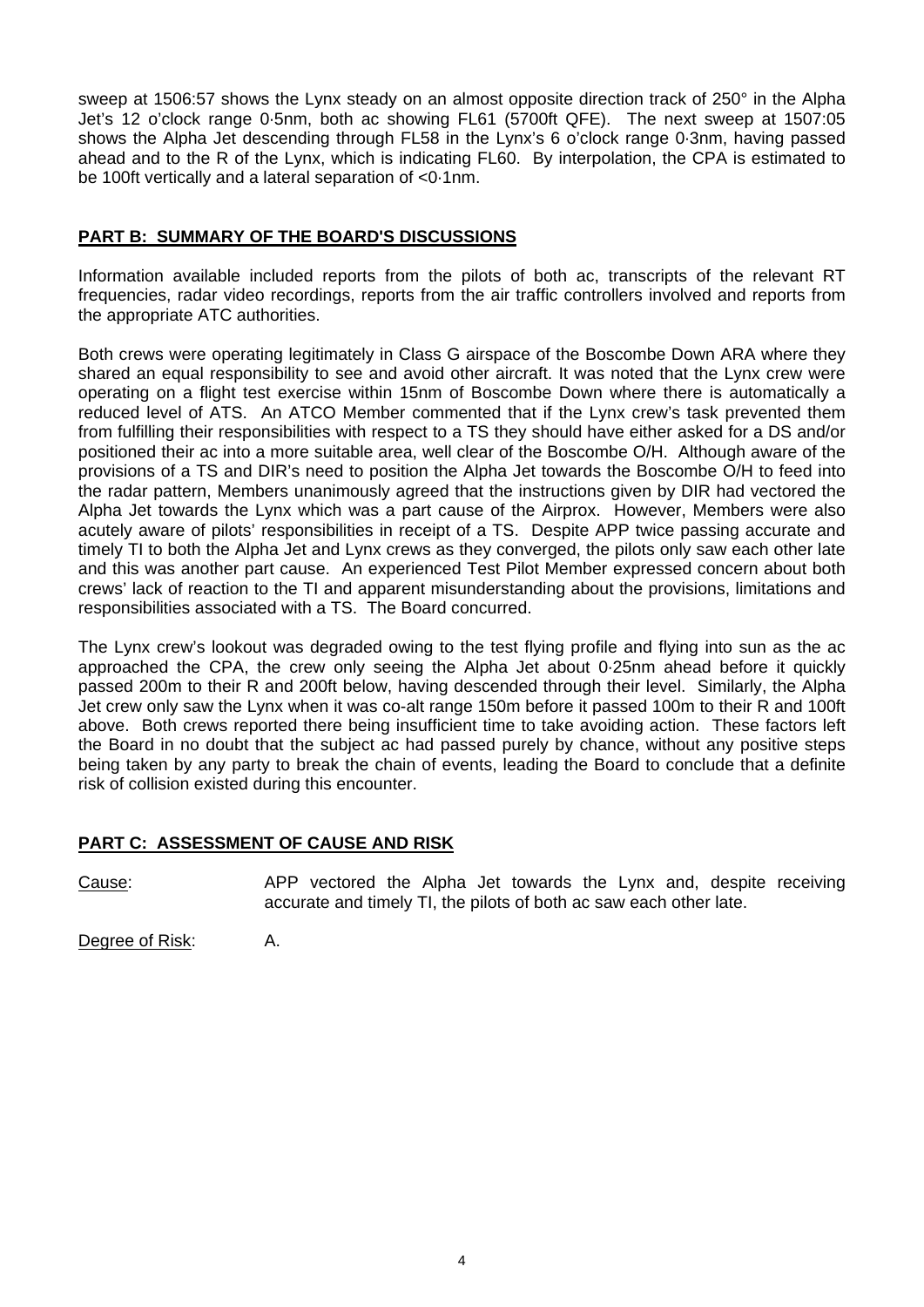sweep at 1506:57 shows the Lynx steady on an almost opposite direction track of 250° in the Alpha Jet's 12 o'clock range 0·5nm, both ac showing FL61 (5700ft QFE). The next sweep at 1507:05 shows the Alpha Jet descending through FL58 in the Lynx's 6 o'clock range 0·3nm, having passed ahead and to the R of the Lynx, which is indicating FL60. By interpolation, the CPA is estimated to be 100ft vertically and a lateral separation of <0·1nm.

## PART B: SUMMARY OF THE BOARD'S DISCUSSIONS

Information available included reports from the pilots of both ac, transcripts of the relevant RT frequencies, radar video recordings, reports from the air traffic controllers involved and reports from the appropriate ATC authorities.

Both crews were operating legitimately in Class G airspace of the Boscombe Down ARA where they shared an equal responsibility to see and avoid other aircraft. It was noted that the Lynx crew were operating on a flight test exercise within 15nm of Boscombe Down where there is automatically a reduced level of ATS. An ATCO Member commented that if the Lynx crew's task prevented them from fulfilling their responsibilities with respect to a TS they should have either asked for a DS and/or positioned their ac into a more suitable area, well clear of the Boscombe O/H. Although aware of the provisions of a TS and DIR's need to position the Alpha Jet towards the Boscombe O/H to feed into the radar pattern, Members unanimously agreed that the instructions given by DIR had vectored the Alpha Jet towards the Lynx which was a part cause of the Airprox. However, Members were also acutely aware of pilots' responsibilities in receipt of a TS. Despite APP twice passing accurate and timely TI to both the Alpha Jet and Lynx crews as they converged, the pilots only saw each other late and this was another part cause. An experienced Test Pilot Member expressed concern about both crews' lack of reaction to the TI and apparent misunderstanding about the provisions, limitations and responsibilities associated with a TS. The Board concurred.

The Lynx crew's lookout was degraded owing to the test flying profile and flying into sun as the ac approached the CPA, the crew only seeing the Alpha Jet about 0·25nm ahead before it quickly passed 200m to their R and 200ft below, having descended through their level. Similarly, the Alpha Jet crew only saw the Lynx when it was co-alt range 150m before it passed 100m to their R and 100ft above. Both crews reported there being insufficient time to take avoiding action. These factors left the Board in no doubt that the subject ac had passed purely by chance, without any positive steps being taken by any party to break the chain of events, leading the Board to conclude that a definite risk of collision existed during this encounter.

## PART C: ASSESSMENT OF CAUSE AND RISK

Cause: APP vectored the Alpha Jet towards the Lynx and, despite receiving accurate and timely TI, the pilots of both ac saw each other late.

Degree of Risk: A.